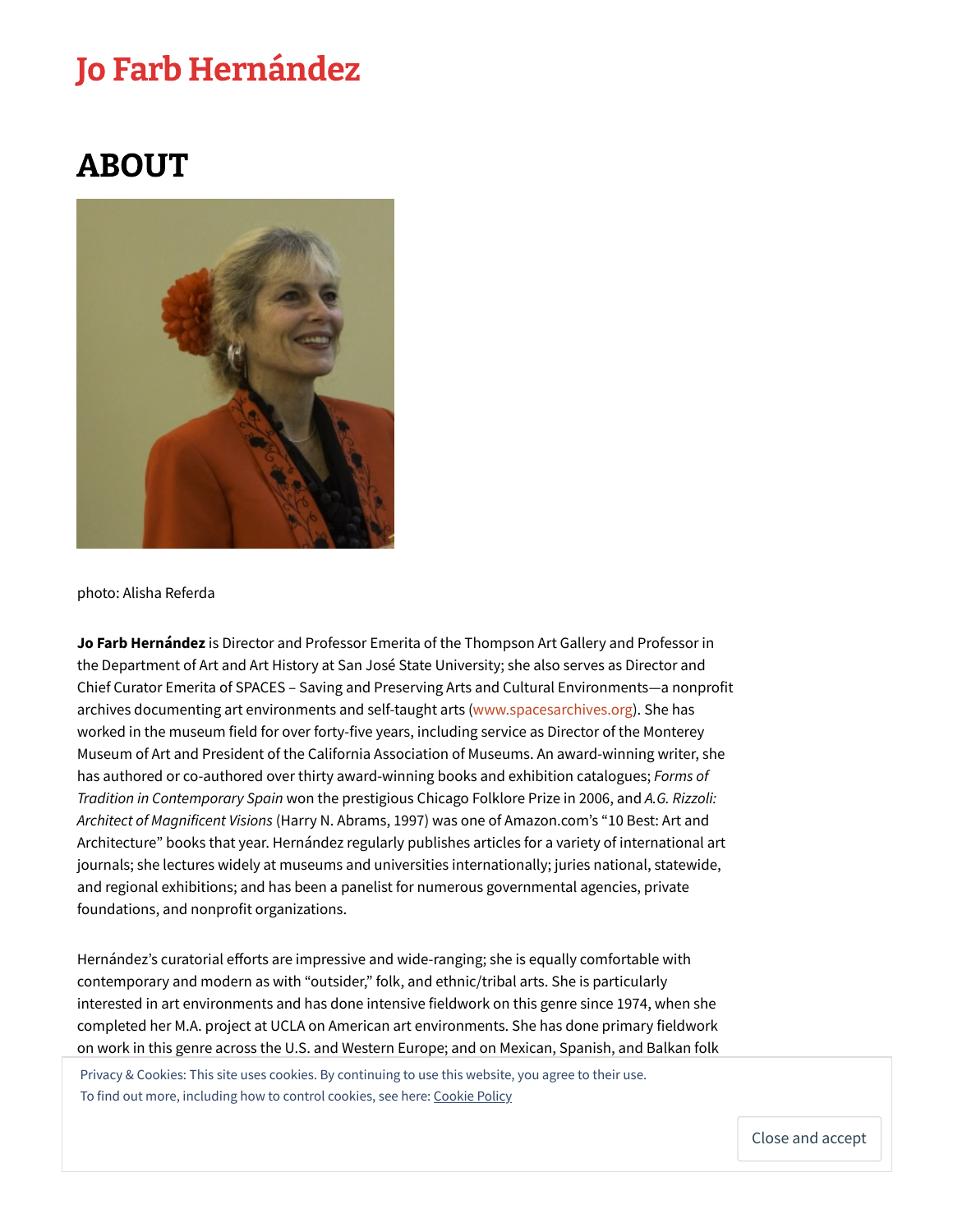# Jo Farb Hernández

## ABOUT

photo: Alisha Referda

**Jo Farb Hernández** is Director and Professor Emerita of the Thompson Art Gallery and Professor in the Department of Art and Art History at San José State University; she also serves as Director and Chief Curator Emerita of SPACES – Saving and Preserving Arts and Cultural Environments—a nonprofit archives documenting art environments and self-taught arts (www.spacesarchives.org). She has worked in the museum field for over forty-five years, including service as Director of the Monterey Museum of Art and President of the California Association of Museums. An award-winning writer, she has authored or co-authored over thirty award-winning books and exhibition catalogues; *Forms of Tradition in Contemporary Spain* won the prestigious Chicago Folklore Prize in 2006, and *A.G. Rizzoli: Architect of Magnificent Visions* (Harry N. Abrams, 1997) was one of Amazon.com's "10 Best: Art and Architecture" books that year. Hernández regularly publishes articles for a variety of international art journals; she lectures widely at museums and universities internationally; juries national, statewide, and regional exhibitions; and has been a panelist for numerous governmental agencies, private foundations, and nonprofit organizations.

Hernández's curatorial efforts are impressive and wide-ranging; she is equally comfortable with contemporary and modern as with "outsider," folk, and ethnic/tribal arts. She is particularly interested in art environments and has done intensive fieldwork on this genre since 1974, when she completed her M.A. project at UCLA on American art environments. She has done primary fieldwork on work in this genre across the U.S. and Western Europe; and on Mexican, Spanish, and Balkan folk

Privacy & Cookies: This site uses cookies. By continuing to use this website, you agree to their use.
To find out more, including how to control cookies, see here: Cookie Policy

Close and accept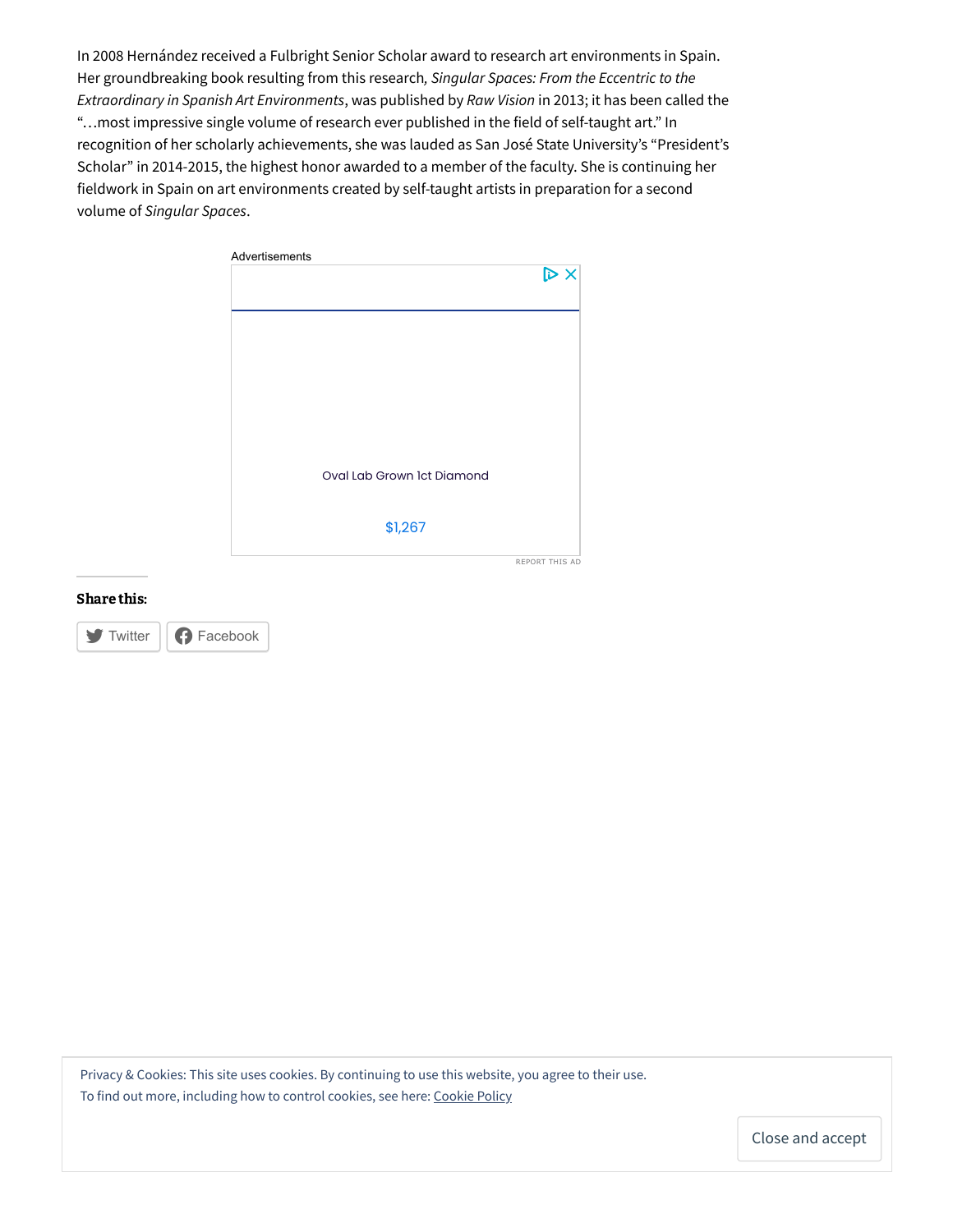In 2008 Hernández received a Fulbright Senior Scholar award to research art environments in Spain. Her groundbreaking book resulting from this research*, Singular Spaces: From the Eccentric to the Extraordinary in Spanish Art Environments*, was published by *Raw Vision* in 2013; it has been called the "…most impressive single volume of research ever published in the field of self-taught art." In recognition of her scholarly achievements, she was lauded as San José State University's "President's Scholar" in 2014-2015, the highest honor awarded to a member of the faculty. She is continuing her fieldwork in Spain on art environments created by self-taught artists in preparation for a second volume of *Singular Spaces*.

**Share this:**

Twitter Facebook